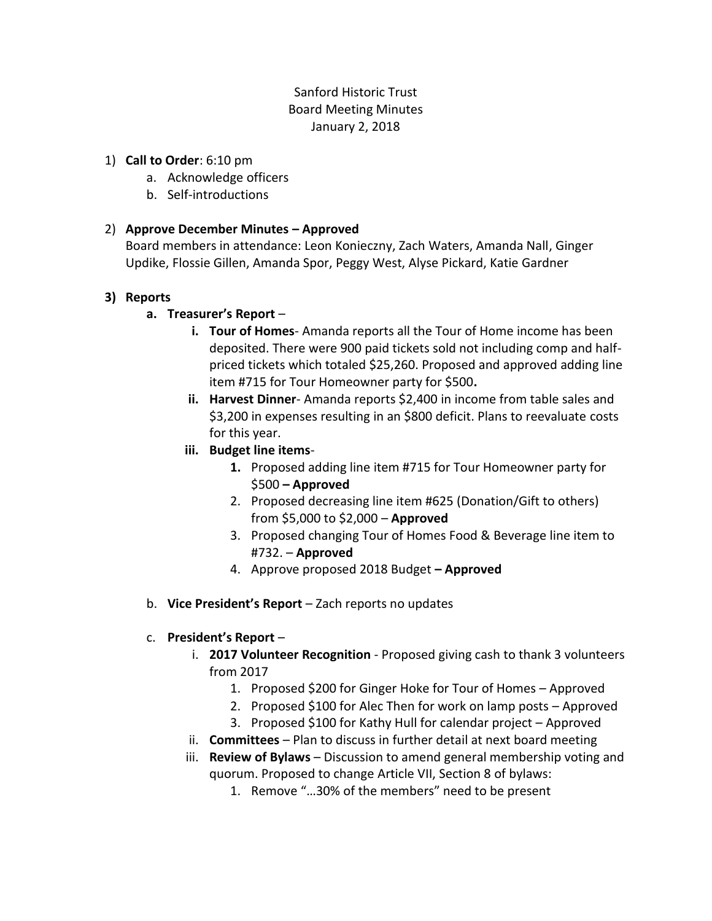Sanford Historic Trust
Board Meeting Minutes
January 2, 2018

1) **Call to Order**: 6:10 pm
    a. Acknowledge officers
    b. Self-introductions

2) **Approve December Minutes – Approved**
   Board members in attendance: Leon Konieczny, Zach Waters, Amanda Nall, Ginger Updike, Flossie Gillen, Amanda Spor, Peggy West, Alyse Pickard, Katie Gardner

3) **Reports**
    a. **Treasurer's Report** –
        i. **Tour of Homes**- Amanda reports all the Tour of Home income has been deposited. There were 900 paid tickets sold not including comp and half-priced tickets which totaled $25,260. Proposed and approved adding line item #715 for Tour Homeowner party for $500**.**
        ii. **Harvest Dinner**- Amanda reports $2,400 in income from table sales and $3,200 in expenses resulting in an $800 deficit. Plans to reevaluate costs for this year.
        iii. **Budget line items**-
            1. Proposed adding line item #715 for Tour Homeowner party for $500 **– Approved**
            2. Proposed decreasing line item #625 (Donation/Gift to others) from $5,000 to $2,000 – **Approved**
            3. Proposed changing Tour of Homes Food & Beverage line item to #732. – **Approved**
            4. Approve proposed 2018 Budget **– Approved**

    b. **Vice President's Report** – Zach reports no updates

    c. **President's Report** –
        i. **2017 Volunteer Recognition** - Proposed giving cash to thank 3 volunteers from 2017
            1. Proposed $200 for Ginger Hoke for Tour of Homes – Approved
            2. Proposed $100 for Alec Then for work on lamp posts – Approved
            3. Proposed $100 for Kathy Hull for calendar project – Approved
        ii. **Committees** – Plan to discuss in further detail at next board meeting
        iii. **Review of Bylaws** – Discussion to amend general membership voting and quorum. Proposed to change Article VII, Section 8 of bylaws:
            1. Remove "…30% of the members" need to be present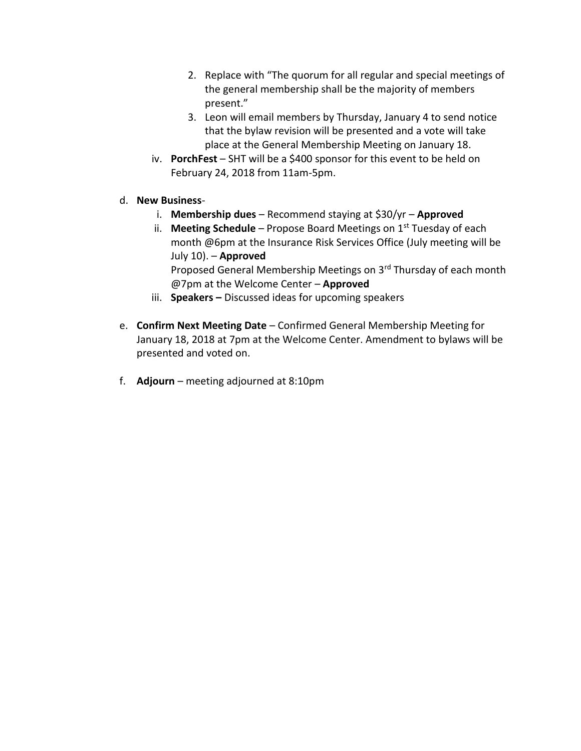2. Replace with "The quorum for all regular and special meetings of the general membership shall be the majority of members present."
    3. Leon will email members by Thursday, January 4 to send notice that the bylaw revision will be presented and a vote will take place at the General Membership Meeting on January 18.
  - iv. **PorchFest** – SHT will be a $400 sponsor for this event to be held on February 24, 2018 from 11am-5pm.

- d. **New Business**-
  - i. **Membership dues** – Recommend staying at $30/yr – **Approved**
  - ii. **Meeting Schedule** – Propose Board Meetings on 1st Tuesday of each month @6pm at the Insurance Risk Services Office (July meeting will be July 10). – **Approved**

    Proposed General Membership Meetings on 3rd Thursday of each month @7pm at the Welcome Center – **Approved**
  - iii. **Speakers –** Discussed ideas for upcoming speakers

- e. **Confirm Next Meeting Date** – Confirmed General Membership Meeting for January 18, 2018 at 7pm at the Welcome Center. Amendment to bylaws will be presented and voted on.

- f. **Adjourn** – meeting adjourned at 8:10pm